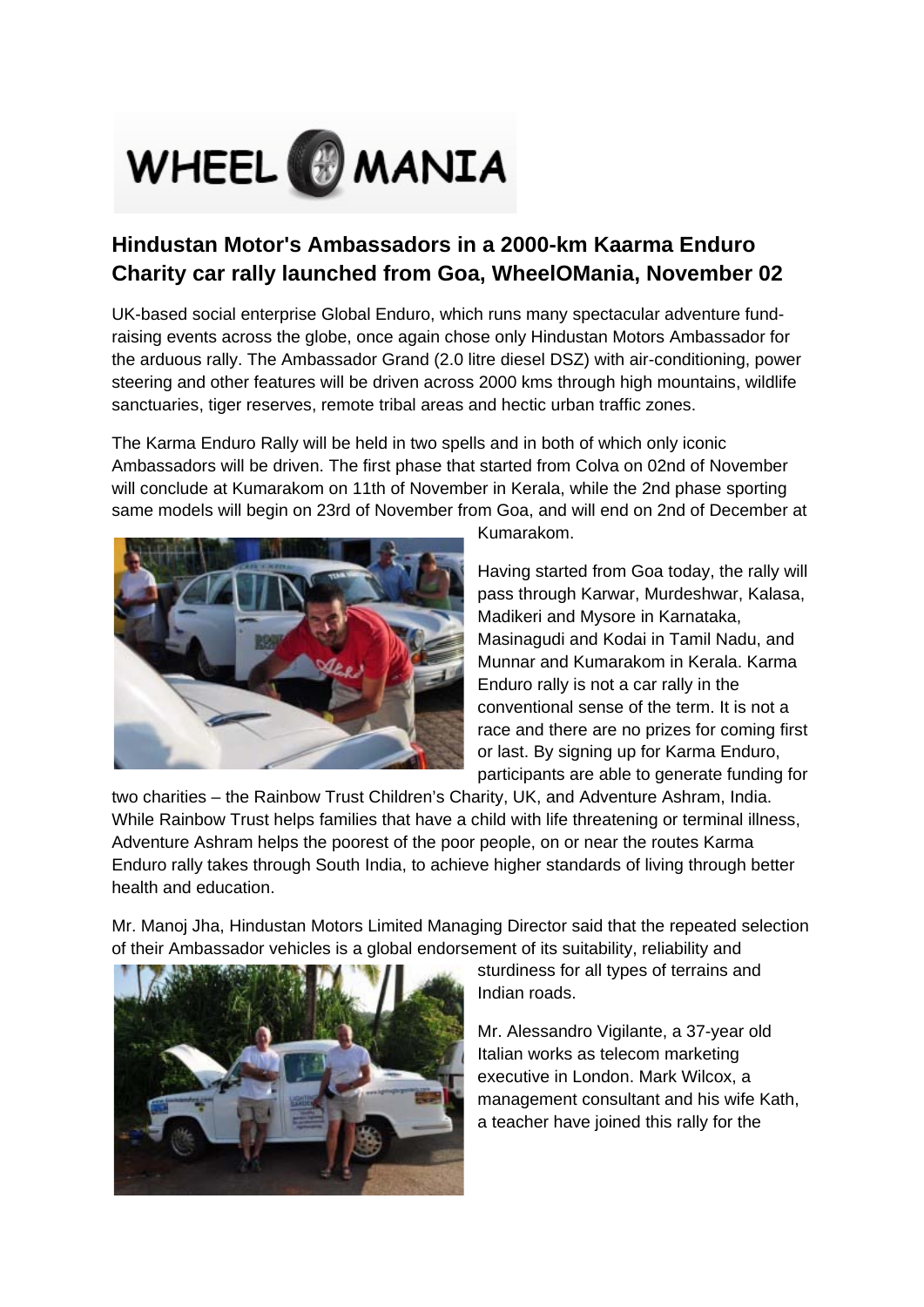# WHEEL MANIA

## Hindustan Motor's Ambassadors in a 2000-km Kaarma Enduro Charity car rally launched from Goa, WheelOMania, November 02

UK-based social enterprise Global Enduro, which runs many spectacular adventure fund-raising events across the globe, once again chose only Hindustan Motors Ambassador for the arduous rally. The Ambassador Grand (2.0 litre diesel DSZ) with air-conditioning, power steering and other features will be driven across 2000 kms through high mountains, wildlife sanctuaries, tiger reserves, remote tribal areas and hectic urban traffic zones.

The Karma Enduro Rally will be held in two spells and in both of which only iconic Ambassadors will be driven. The first phase that started from Colva on 02nd of November will conclude at Kumarakom on 11th of November in Kerala, while the 2nd phase sporting same models will begin on 23rd of November from Goa, and will end on 2nd of December at Kumarakom.

Having started from Goa today, the rally will pass through Karwar, Murdeshwar, Kalasa, Madikeri and Mysore in Karnataka, Masinagudi and Kodai in Tamil Nadu, and Munnar and Kumarakom in Kerala. Karma Enduro rally is not a car rally in the conventional sense of the term. It is not a race and there are no prizes for coming first or last. By signing up for Karma Enduro, participants are able to generate funding for two charities – the Rainbow Trust Children's Charity, UK, and Adventure Ashram, India. While Rainbow Trust helps families that have a child with life threatening or terminal illness, Adventure Ashram helps the poorest of the poor people, on or near the routes Karma Enduro rally takes through South India, to achieve higher standards of living through better health and education.

Mr. Manoj Jha, Hindustan Motors Limited Managing Director said that the repeated selection of their Ambassador vehicles is a global endorsement of its suitability, reliability and sturdiness for all types of terrains and Indian roads.

Mr. Alessandro Vigilante, a 37-year old Italian works as telecom marketing executive in London. Mark Wilcox, a management consultant and his wife Kath, a teacher have joined this rally for the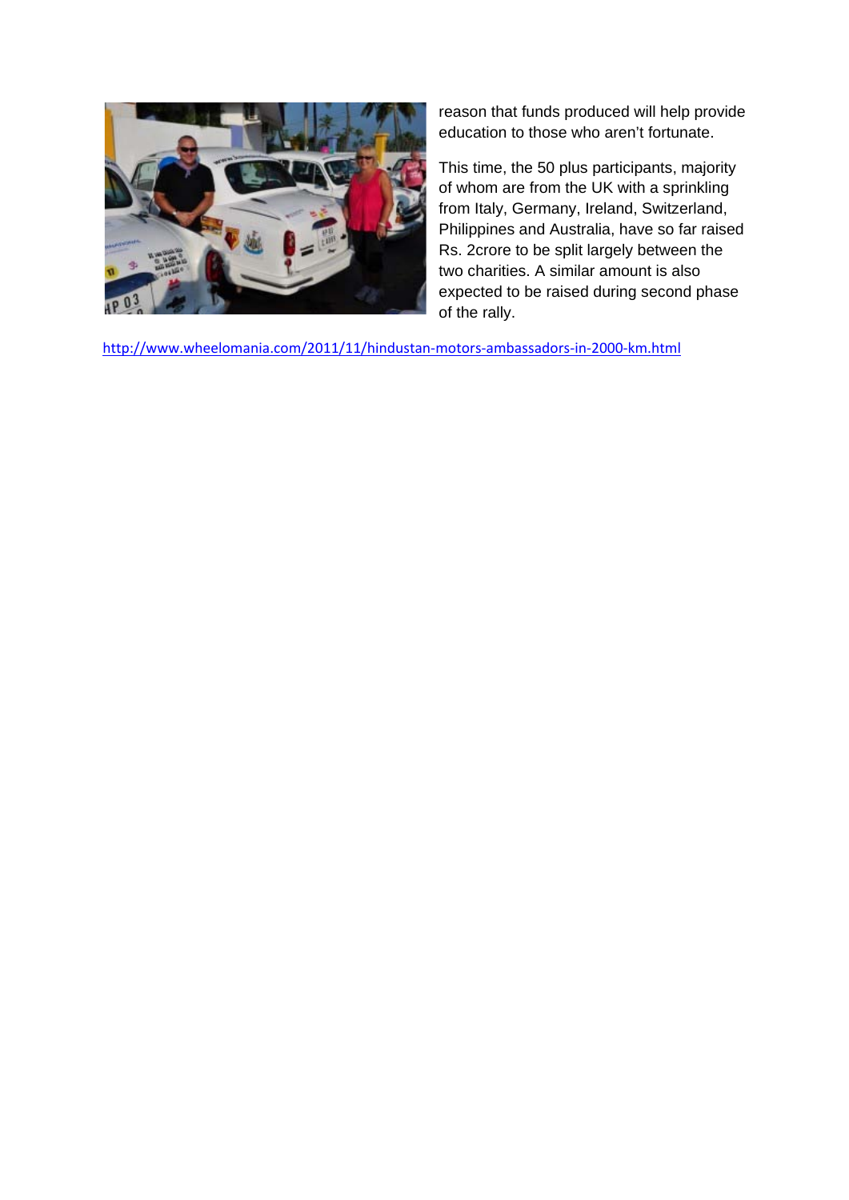reason that funds produced will help provide education to those who aren't fortunate.

This time, the 50 plus participants, majority of whom are from the UK with a sprinkling from Italy, Germany, Ireland, Switzerland, Philippines and Australia, have so far raised Rs. 2crore to be split largely between the two charities. A similar amount is also expected to be raised during second phase of the rally.

http://www.wheelomania.com/2011/11/hindustan-motors-ambassadors-in-2000-km.html